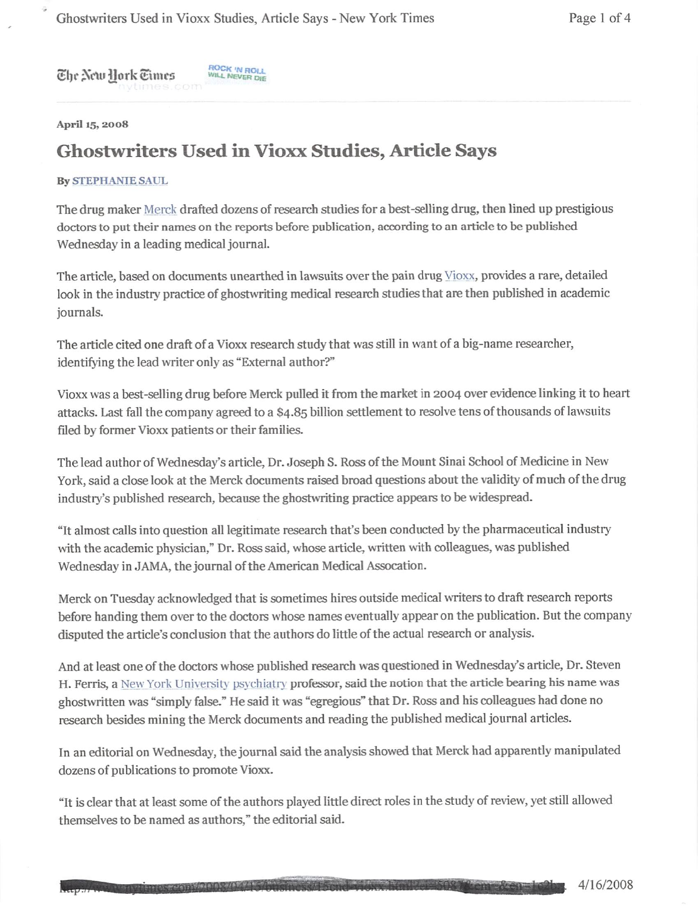The New York Times

ROCK 'N ROLL WILL NEVER DIE

**April 15, 2008**

# Ghostwriters Used in Vioxx Studies, Article Says

**By STEPHANIE SAUL**

The drug maker Merck drafted dozens of research studies for a best-selling drug, then lined up prestigious doctors to put their names on the reports before publication, according to an article to be published Wednesday in a leading medical journal.

The article, based on documents unearthed in lawsuits over the pain drug Vioxx, provides a rare, detailed look in the industry practice of ghostwriting medical research studies that are then published in academic journals.

The article cited one draft of a Vioxx research study that was still in want of a big-name researcher, identifying the lead writer only as "External author?"

Vioxx was a best-selling drug before Merck pulled it from the market in 2004 over evidence linking it to heart attacks. Last fall the company agreed to a $4.85 billion settlement to resolve tens of thousands of lawsuits filed by former Vioxx patients or their families.

The lead author of Wednesday's article, Dr. Joseph S. Ross of the Mount Sinai School of Medicine in New York, said a close look at the Merck documents raised broad questions about the validity of much of the drug industry's published research, because the ghostwriting practice appears to be widespread.

"It almost calls into question all legitimate research that's been conducted by the pharmaceutical industry with the academic physician," Dr. Ross said, whose article, written with colleagues, was published Wednesday in JAMA, the journal of the American Medical Assocation.

Merck on Tuesday acknowledged that is sometimes hires outside medical writers to draft research reports before handing them over to the doctors whose names eventually appear on the publication. But the company disputed the article's conclusion that the authors do little of the actual research or analysis.

And at least one of the doctors whose published research was questioned in Wednesday's article, Dr. Steven H. Ferris, a New York University psychiatry professor, said the notion that the article bearing his name was ghostwritten was "simply false." He said it was "egregious" that Dr. Ross and his colleagues had done no research besides mining the Merck documents and reading the published medical journal articles.

In an editorial on Wednesday, the journal said the analysis showed that Merck had apparently manipulated dozens of publications to promote Vioxx.

"It is clear that at least some of the authors played little direct roles in the study of review, yet still allowed themselves to be named as authors," the editorial said.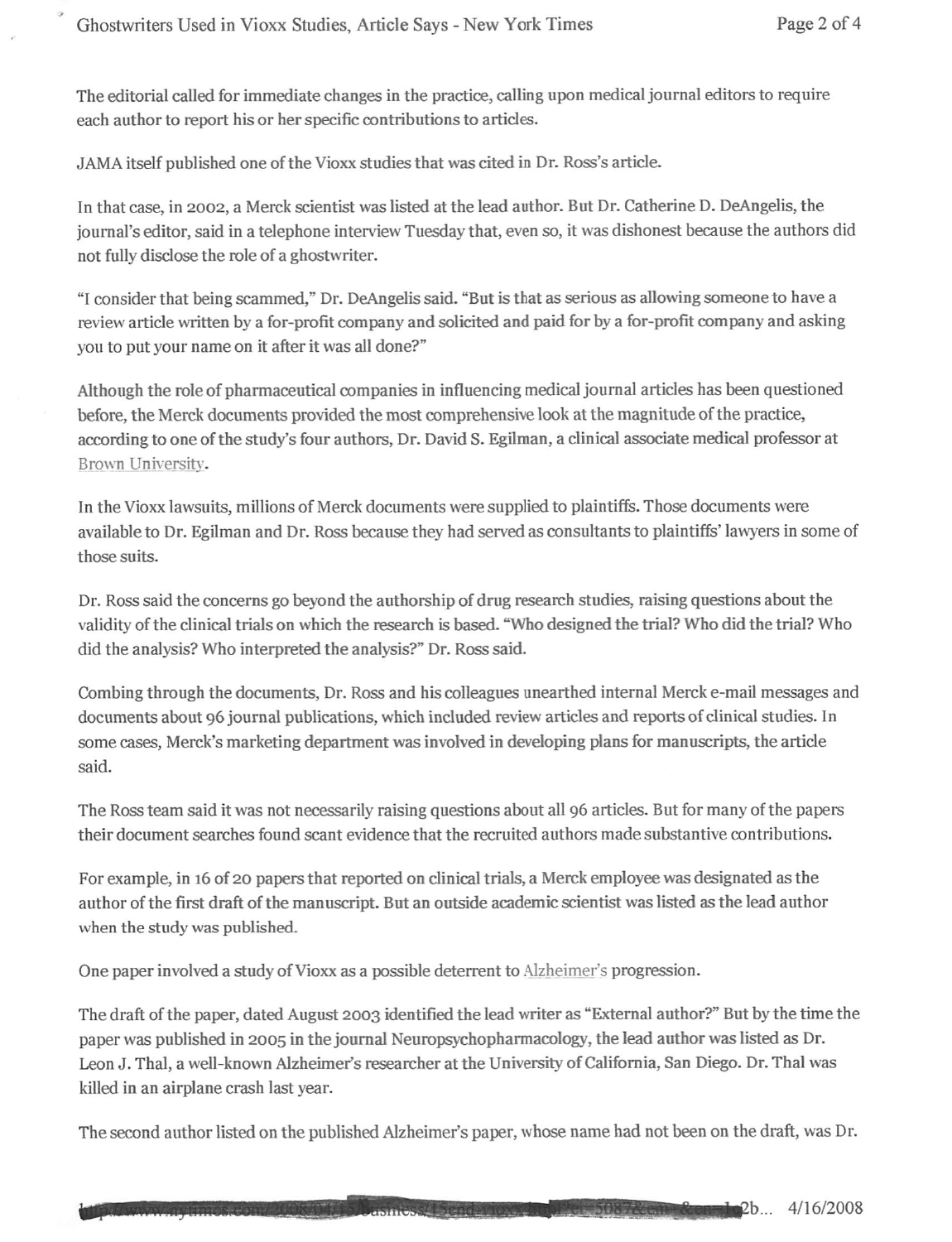The editorial called for immediate changes in the practice, calling upon medical journal editors to require each author to report his or her specific contributions to articles.

JAMA itself published one of the Vioxx studies that was cited in Dr. Ross's article.

In that case, in 2002, a Merck scientist was listed at the lead author. But Dr. Catherine D. DeAngelis, the journal's editor, said in a telephone interview Tuesday that, even so, it was dishonest because the authors did not fully disclose the role of a ghostwriter.

"I consider that being scammed," Dr. DeAngelis said. "But is that as serious as allowing someone to have a review article written by a for-profit company and solicited and paid for by a for-profit company and asking you to put your name on it after it was all done?"

Although the role of pharmaceutical companies in influencing medical journal articles has been questioned before, the Merck documents provided the most comprehensive look at the magnitude of the practice, according to one of the study's four authors, Dr. David S. Egilman, a clinical associate medical professor at Brown University.

In the Vioxx lawsuits, millions of Merck documents were supplied to plaintiffs. Those documents were available to Dr. Egilman and Dr. Ross because they had served as consultants to plaintiffs' lawyers in some of those suits.

Dr. Ross said the concerns go beyond the authorship of drug research studies, raising questions about the validity of the clinical trials on which the research is based. "Who designed the trial? Who did the trial? Who did the analysis? Who interpreted the analysis?" Dr. Ross said.

Combing through the documents, Dr. Ross and his colleagues unearthed internal Merck e-mail messages and documents about 96 journal publications, which included review articles and reports of clinical studies. In some cases, Merck's marketing department was involved in developing plans for manuscripts, the article said.

The Ross team said it was not necessarily raising questions about all 96 articles. But for many of the papers their document searches found scant evidence that the recruited authors made substantive contributions.

For example, in 16 of 20 papers that reported on clinical trials, a Merck employee was designated as the author of the first draft of the manuscript. But an outside academic scientist was listed as the lead author when the study was published.

One paper involved a study of Vioxx as a possible deterrent to Alzheimer's progression.

The draft of the paper, dated August 2003 identified the lead writer as "External author?" But by the time the paper was published in 2005 in the journal Neuropsychopharmacology, the lead author was listed as Dr. Leon J. Thal, a well-known Alzheimer's researcher at the University of California, San Diego. Dr. Thal was killed in an airplane crash last year.

The second author listed on the published Alzheimer's paper, whose name had not been on the draft, was Dr.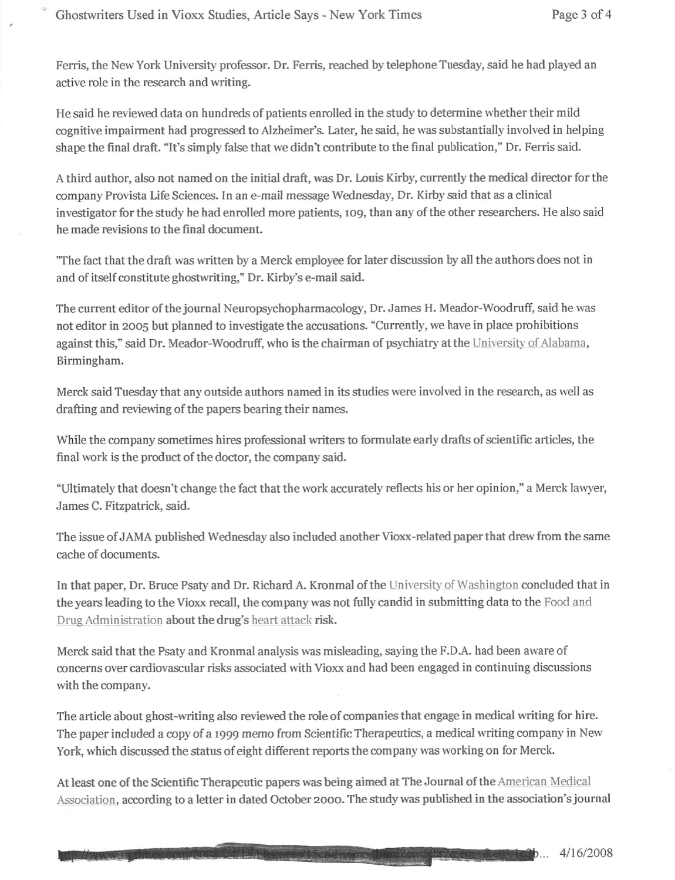Ferris, the New York University professor. Dr. Ferris, reached by telephone Tuesday, said he had played an active role in the research and writing.

He said he reviewed data on hundreds of patients enrolled in the study to determine whether their mild cognitive impairment had progressed to Alzheimer's. Later, he said, he was substantially involved in helping shape the final draft. "It's simply false that we didn't contribute to the final publication," Dr. Ferris said.

A third author, also not named on the initial draft, was Dr. Louis Kirby, currently the medical director for the company Provista Life Sciences. In an e-mail message Wednesday, Dr. Kirby said that as a clinical investigator for the study he had enrolled more patients, 109, than any of the other researchers. He also said he made revisions to the final document.

"The fact that the draft was written by a Merck employee for later discussion by all the authors does not in and of itself constitute ghostwriting," Dr. Kirby's e-mail said.

The current editor of the journal Neuropsychopharmacology, Dr. James H. Meador-Woodruff, said he was not editor in 2005 but planned to investigate the accusations. "Currently, we have in place prohibitions against this," said Dr. Meador-Woodruff, who is the chairman of psychiatry at the University of Alabama, Birmingham.

Merck said Tuesday that any outside authors named in its studies were involved in the research, as well as drafting and reviewing of the papers bearing their names.

While the company sometimes hires professional writers to formulate early drafts of scientific articles, the final work is the product of the doctor, the company said.

"Ultimately that doesn't change the fact that the work accurately reflects his or her opinion," a Merck lawyer, James C. Fitzpatrick, said.

The issue of JAMA published Wednesday also included another Vioxx-related paper that drew from the same cache of documents.

In that paper, Dr. Bruce Psaty and Dr. Richard A. Kronmal of the University of Washington concluded that in the years leading to the Vioxx recall, the company was not fully candid in submitting data to the Food and Drug Administration about the drug's heart attack risk.

Merck said that the Psaty and Kronmal analysis was misleading, saying the F.D.A. had been aware of concerns over cardiovascular risks associated with Vioxx and had been engaged in continuing discussions with the company.

The article about ghost-writing also reviewed the role of companies that engage in medical writing for hire. The paper included a copy of a 1999 memo from Scientific Therapeutics, a medical writing company in New York, which discussed the status of eight different reports the company was working on for Merck.

At least one of the Scientific Therapeutic papers was being aimed at The Journal of the American Medical Association, according to a letter in dated October 2000. The study was published in the association's journal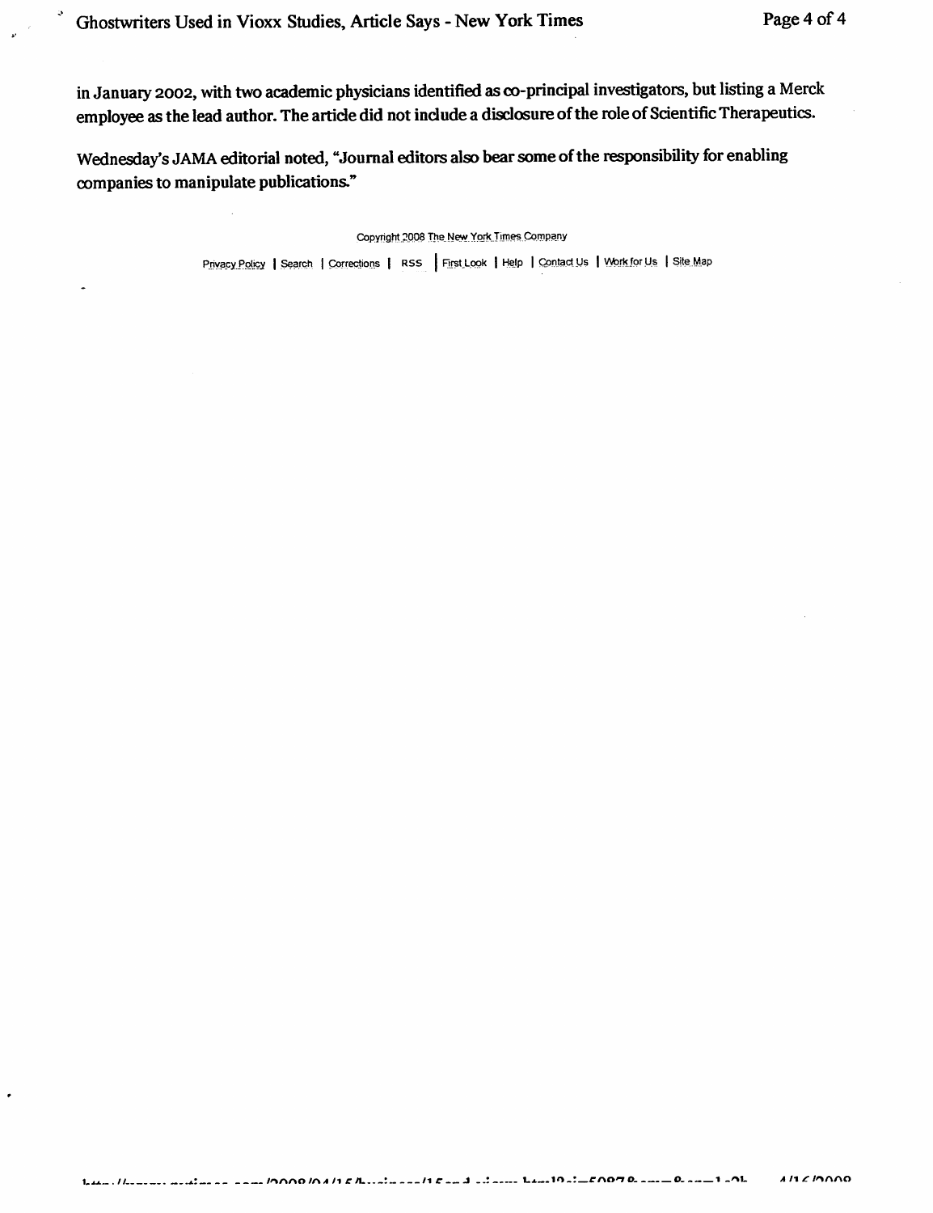in January 2002, with two academic physicians identified as co-principal investigators, but listing a Merck employee as the lead author. The article did not include a disclosure of the role of Scientific Therapeutics.

Wednesday's JAMA editorial noted, "Journal editors also bear some of the responsibility for enabling companies to manipulate publications."

Copyright 2008 The New York Times Company

Privacy Policy | Search | Corrections | RSS | First Look | Help | Contact Us | Work for Us | Site Map